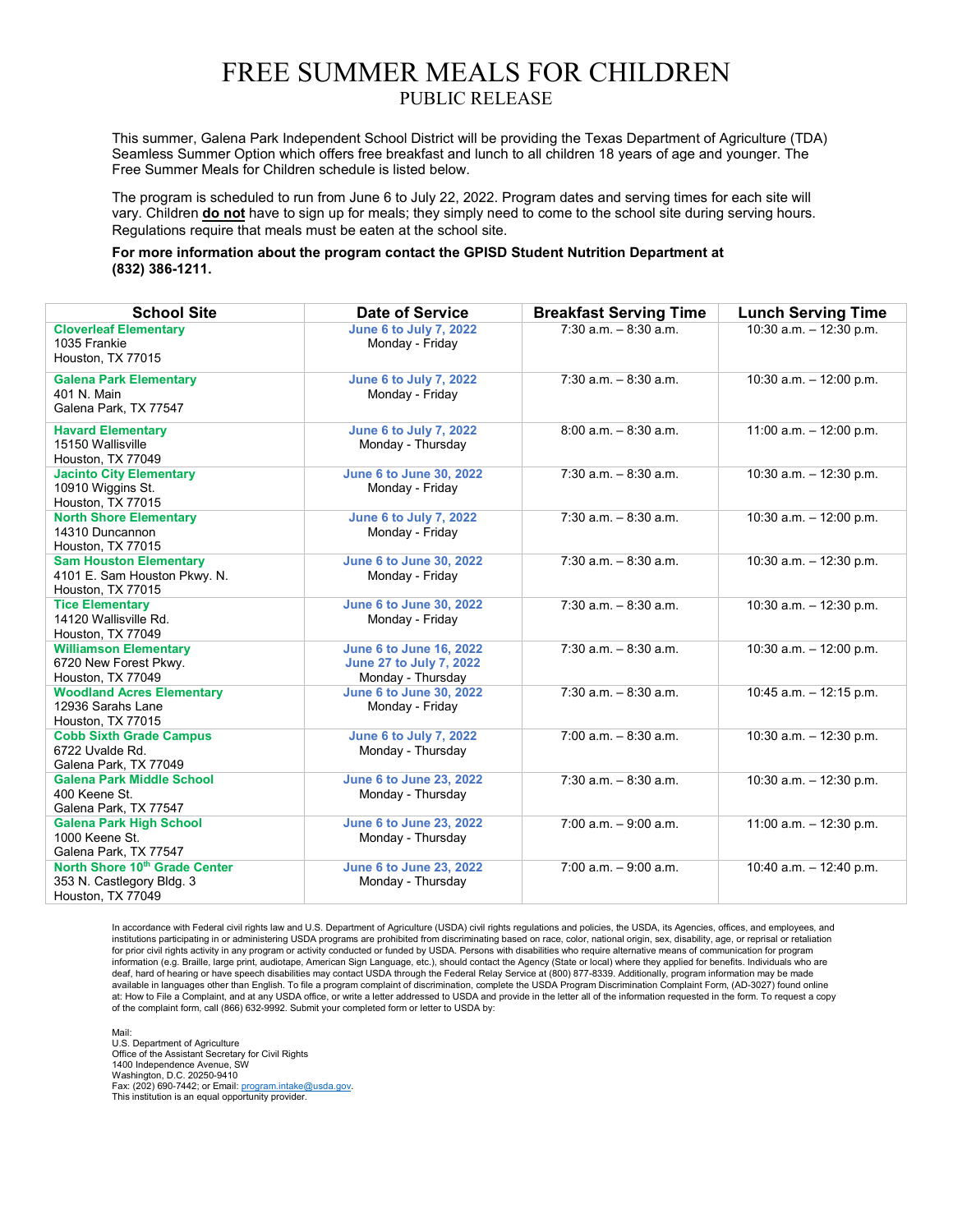# FREE SUMMER MEALS FOR CHILDREN

## PUBLIC RELEASE

This summer, Galena Park Independent School District will be providing the Texas Department of Agriculture (TDA) Seamless Summer Option which offers free breakfast and lunch to all children 18 years of age and younger. The Free Summer Meals for Children schedule is listed below.

The program is scheduled to run from June 6 to July 22, 2022. Program dates and serving times for each site will vary. Children **do not** have to sign up for meals; they simply need to come to the school site during serving hours. Regulations require that meals must be eaten at the school site.

**For more information about the program contact the GPISD Student Nutrition Department at (832) 386-1211.**

| School Site | Date of Service | Breakfast Serving Time | Lunch Serving Time |
|---|---|---|---|
| **Cloverleaf Elementary**<br>1035 Frankie<br>Houston, TX 77015 | **June 6 to July 7, 2022**<br>Monday - Friday | 7:30 a.m. – 8:30 a.m. | 10:30 a.m. – 12:30 p.m. |
| **Galena Park Elementary**<br>401 N. Main<br>Galena Park, TX 77547 | **June 6 to July 7, 2022**<br>Monday - Friday | 7:30 a.m. – 8:30 a.m. | 10:30 a.m. – 12:00 p.m. |
| **Havard Elementary**<br>15150 Wallisville<br>Houston, TX 77049 | **June 6 to July 7, 2022**<br>Monday - Thursday | 8:00 a.m. – 8:30 a.m. | 11:00 a.m. – 12:00 p.m. |
| **Jacinto City Elementary**<br>10910 Wiggins St.<br>Houston, TX 77015 | **June 6 to June 30, 2022**<br>Monday - Friday | 7:30 a.m. – 8:30 a.m. | 10:30 a.m. – 12:30 p.m. |
| **North Shore Elementary**<br>14310 Duncannon<br>Houston, TX 77015 | **June 6 to July 7, 2022**<br>Monday - Friday | 7:30 a.m. – 8:30 a.m. | 10:30 a.m. – 12:00 p.m. |
| **Sam Houston Elementary**<br>4101 E. Sam Houston Pkwy. N.<br>Houston, TX 77015 | **June 6 to June 30, 2022**<br>Monday - Friday | 7:30 a.m. – 8:30 a.m. | 10:30 a.m. – 12:30 p.m. |
| **Tice Elementary**<br>14120 Wallisville Rd.<br>Houston, TX 77049 | **June 6 to June 30, 2022**<br>Monday - Friday | 7:30 a.m. – 8:30 a.m. | 10:30 a.m. – 12:30 p.m. |
| **Williamson Elementary**<br>6720 New Forest Pkwy.<br>Houston, TX 77049 | **June 6 to June 16, 2022**<br>**June 27 to July 7, 2022**<br>Monday - Thursday | 7:30 a.m. – 8:30 a.m. | 10:30 a.m. – 12:00 p.m. |
| **Woodland Acres Elementary**<br>12936 Sarahs Lane<br>Houston, TX 77015 | **June 6 to June 30, 2022**<br>Monday - Friday | 7:30 a.m. – 8:30 a.m. | 10:45 a.m. – 12:15 p.m. |
| **Cobb Sixth Grade Campus**<br>6722 Uvalde Rd.<br>Galena Park, TX 77049 | **June 6 to July 7, 2022**<br>Monday - Thursday | 7:00 a.m. – 8:30 a.m. | 10:30 a.m. – 12:30 p.m. |
| **Galena Park Middle School**<br>400 Keene St.<br>Galena Park, TX 77547 | **June 6 to June 23, 2022**<br>Monday - Thursday | 7:30 a.m. – 8:30 a.m. | 10:30 a.m. – 12:30 p.m. |
| **Galena Park High School**<br>1000 Keene St.<br>Galena Park, TX 77547 | **June 6 to June 23, 2022**<br>Monday - Thursday | 7:00 a.m. – 9:00 a.m. | 11:00 a.m. – 12:30 p.m. |
| **North Shore 10th Grade Center**<br>353 N. Castlegory Bldg. 3<br>Houston, TX 77049 | **June 6 to June 23, 2022**<br>Monday - Thursday | 7:00 a.m. – 9:00 a.m. | 10:40 a.m. – 12:40 p.m. |

In accordance with Federal civil rights law and U.S. Department of Agriculture (USDA) civil rights regulations and policies, the USDA, its Agencies, offices, and employees, and institutions participating in or administering USDA programs are prohibited from discriminating based on race, color, national origin, sex, disability, age, or reprisal or retaliation for prior civil rights activity in any program or activity conducted or funded by USDA. Persons with disabilities who require alternative means of communication for program information (e.g. Braille, large print, audiotape, American Sign Language, etc.), should contact the Agency (State or local) where they applied for benefits. Individuals who are deaf, hard of hearing or have speech disabilities may contact USDA through the Federal Relay Service at (800) 877-8339. Additionally, program information may be made available in languages other than English. To file a program complaint of discrimination, complete the USDA Program Discrimination Complaint Form, (AD-3027) found online at: How to File a Complaint, and at any USDA office, or write a letter addressed to USDA and provide in the letter all of the information requested in the form. To request a copy of the complaint form, call (866) 632-9992. Submit your completed form or letter to USDA by:

Mail:
U.S. Department of Agriculture
Office of the Assistant Secretary for Civil Rights
1400 Independence Avenue, SW
Washington, D.C. 20250-9410
Fax: (202) 690-7442; or Email: program.intake@usda.gov.
This institution is an equal opportunity provider.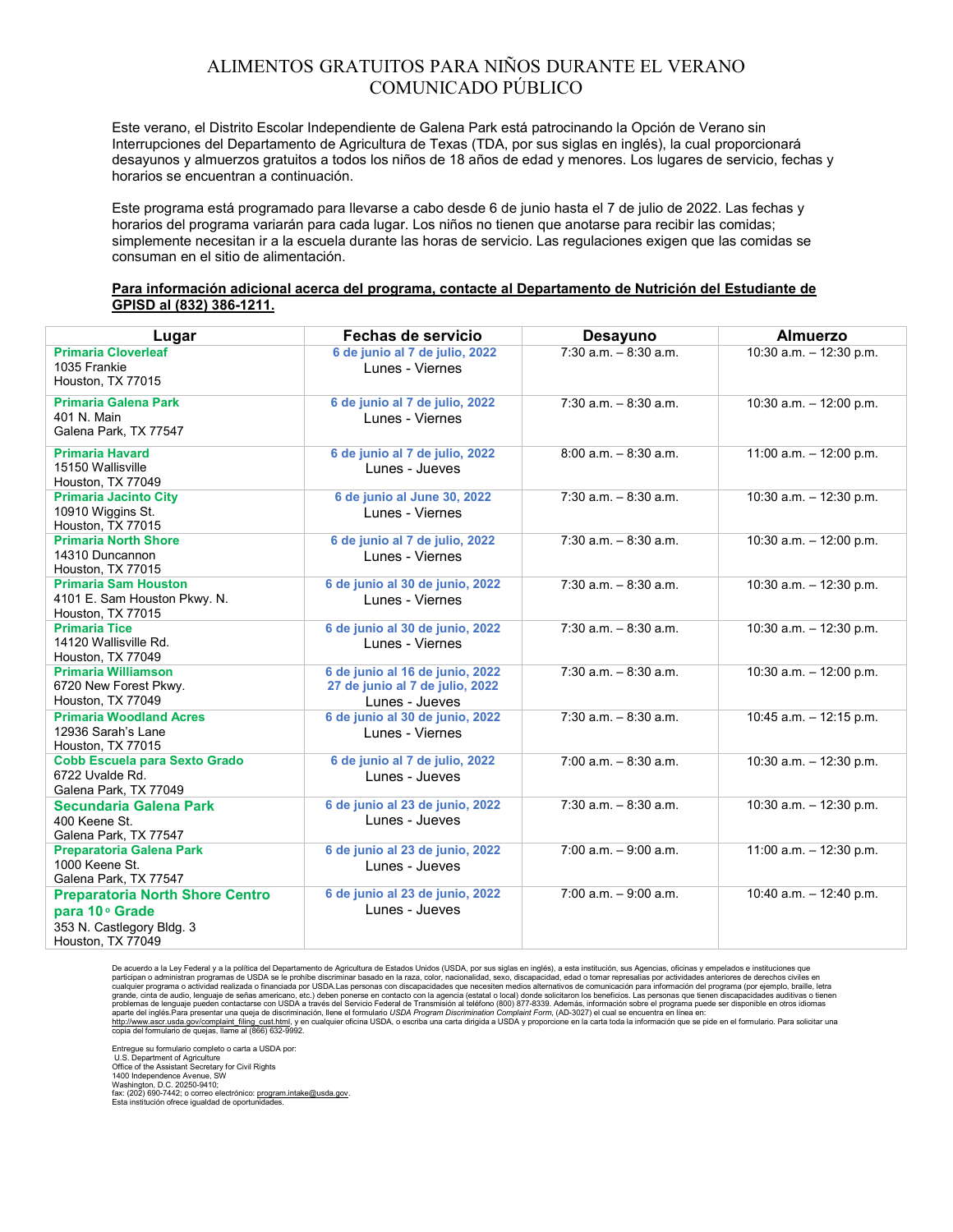# ALIMENTOS GRATUITOS PARA NIÑOS DURANTE EL VERANO
# COMUNICADO PÚBLICO

Este verano, el Distrito Escolar Independiente de Galena Park está patrocinando la Opción de Verano sin Interrupciones del Departamento de Agricultura de Texas (TDA, por sus siglas en inglés), la cual proporcionará desayunos y almuerzos gratuitos a todos los niños de 18 años de edad y menores. Los lugares de servicio, fechas y horarios se encuentran a continuación.

Este programa está programado para llevarse a cabo desde 6 de junio hasta el 7 de julio de 2022. Las fechas y horarios del programa variarán para cada lugar. Los niños no tienen que anotarse para recibir las comidas; simplemente necesitan ir a la escuela durante las horas de servicio. Las regulaciones exigen que las comidas se consuman en el sitio de alimentación.

**Para información adicional acerca del programa, contacte al Departamento de Nutrición del Estudiante de GPISD al (832) 386-1211.**

| Lugar | Fechas de servicio | Desayuno | Almuerzo |
|---|---|---|---|
| **Primaria Cloverleaf**<br>1035 Frankie<br>Houston, TX 77015 | 6 de junio al 7 de julio, 2022<br>Lunes - Viernes | 7:30 a.m. – 8:30 a.m. | 10:30 a.m. – 12:30 p.m. |
| **Primaria Galena Park**<br>401 N. Main<br>Galena Park, TX 77547 | 6 de junio al 7 de julio, 2022<br>Lunes - Viernes | 7:30 a.m. – 8:30 a.m. | 10:30 a.m. – 12:00 p.m. |
| **Primaria Havard**<br>15150 Wallisville<br>Houston, TX 77049 | 6 de junio al 7 de julio, 2022<br>Lunes - Jueves | 8:00 a.m. – 8:30 a.m. | 11:00 a.m. – 12:00 p.m. |
| **Primaria Jacinto City**<br>10910 Wiggins St.<br>Houston, TX 77015 | 6 de junio al June 30, 2022<br>Lunes - Viernes | 7:30 a.m. – 8:30 a.m. | 10:30 a.m. – 12:30 p.m. |
| **Primaria North Shore**<br>14310 Duncannon<br>Houston, TX 77015 | 6 de junio al 7 de julio, 2022<br>Lunes - Viernes | 7:30 a.m. – 8:30 a.m. | 10:30 a.m. – 12:00 p.m. |
| **Primaria Sam Houston**<br>4101 E. Sam Houston Pkwy. N.<br>Houston, TX 77015 | 6 de junio al 30 de junio, 2022<br>Lunes - Viernes | 7:30 a.m. – 8:30 a.m. | 10:30 a.m. – 12:30 p.m. |
| **Primaria Tice**<br>14120 Wallisville Rd.<br>Houston, TX 77049 | 6 de junio al 30 de junio, 2022<br>Lunes - Viernes | 7:30 a.m. – 8:30 a.m. | 10:30 a.m. – 12:30 p.m. |
| **Primaria Williamson**<br>6720 New Forest Pkwy.<br>Houston, TX 77049 | 6 de junio al 16 de junio, 2022<br>27 de junio al 7 de julio, 2022<br>Lunes - Jueves | 7:30 a.m. – 8:30 a.m. | 10:30 a.m. – 12:00 p.m. |
| **Primaria Woodland Acres**<br>12936 Sarah's Lane<br>Houston, TX 77015 | 6 de junio al 30 de junio, 2022<br>Lunes - Viernes | 7:30 a.m. – 8:30 a.m. | 10:45 a.m. – 12:15 p.m. |
| **Cobb Escuela para Sexto Grado**<br>6722 Uvalde Rd.<br>Galena Park, TX 77049 | 6 de junio al 7 de julio, 2022<br>Lunes - Jueves | 7:00 a.m. – 8:30 a.m. | 10:30 a.m. – 12:30 p.m. |
| **Secundaria Galena Park**<br>400 Keene St.<br>Galena Park, TX 77547 | 6 de junio al 23 de junio, 2022<br>Lunes - Jueves | 7:30 a.m. – 8:30 a.m. | 10:30 a.m. – 12:30 p.m. |
| **Preparatoria Galena Park**<br>1000 Keene St.<br>Galena Park, TX 77547 | 6 de junio al 23 de junio, 2022<br>Lunes - Jueves | 7:00 a.m. – 9:00 a.m. | 11:00 a.m. – 12:30 p.m. |
| **Preparatoria North Shore Centro para 10° Grade**<br>353 N. Castlegory Bldg. 3<br>Houston, TX 77049 | 6 de junio al 23 de junio, 2022<br>Lunes - Jueves | 7:00 a.m. – 9:00 a.m. | 10:40 a.m. – 12:40 p.m. |

De acuerdo a la Ley Federal y a la política del Departamento de Agricultura de Estados Unidos (USDA, por sus siglas en inglés), a esta institución, sus Agencias, oficinas y empelados e instituciones que participan o administran programas de USDA se le prohíbe discriminar basado en la raza, color, nacionalidad, sexo, discapacidad, edad o tomar represalias por actividades anteriores de derechos civiles en cualquier programa o actividad realizada o financiada por USDA.Las personas con discapacidades que necesiten medios alternativos de comunicación para información del programa (por ejemplo, braille, letra grande, cinta de audio, lenguaje de señas americano, etc.) deben ponerse en contacto con la agencia (estatal o local) donde solicitaron los beneficios. Las personas que tienen discapacidades auditivas o tienen problemas de lenguaje pueden contactarse con USDA a través del Servicio Federal de Transmisión al teléfono (800) 877-8339. Además, información sobre el programa puede ser disponible en otros idiomas aparte del inglés.Para presentar una queja de discriminación, llene el formulario *USDA Program Discrimination Complaint Form*, (AD-3027) el cual se encuentra en línea en: http://www.ascr.usda.gov/complaint_filing_cust.html, y en cualquier oficina USDA, o escriba una carta dirigida a USDA y proporcione en la carta toda la información que se pide en el formulario. Para solicitar una copia del formulario de quejas, llame al (866) 632-9992.

Entregue su formulario completo o carta a USDA por:
U.S. Department of Agriculture
Office of the Assistant Secretary for Civil Rights
1400 Independence Avenue, SW
Washington, D.C. 20250-9410;
fax: (202) 690-7442; o correo electrónico: program.intake@usda.gov.
Esta institución ofrece igualdad de oportunidades.